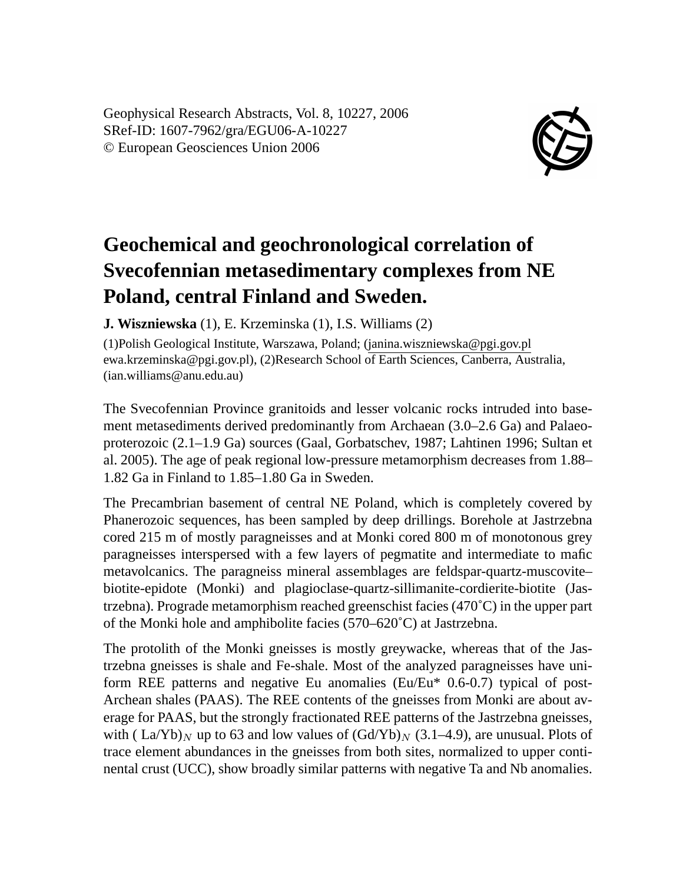Geophysical Research Abstracts, Vol. 8, 10227, 2006
SRef-ID: 1607-7962/gra/EGU06-A-10227
© European Geosciences Union 2006

# Geochemical and geochronological correlation of Svecofennian metasedimentary complexes from NE Poland, central Finland and Sweden.

**J. Wiszniewska** (1), E. Krzeminska (1), I.S. Williams (2)

(1)Polish Geological Institute, Warszawa, Poland; (janina.wiszniewska@pgi.gov.pl ewa.krzeminska@pgi.gov.pl), (2)Research School of Earth Sciences, Canberra, Australia, (ian.williams@anu.edu.au)

The Svecofennian Province granitoids and lesser volcanic rocks intruded into basement metasediments derived predominantly from Archaean (3.0–2.6 Ga) and Palaeoproterozoic (2.1–1.9 Ga) sources (Gaal, Gorbatschev, 1987; Lahtinen 1996; Sultan et al. 2005). The age of peak regional low-pressure metamorphism decreases from 1.88–1.82 Ga in Finland to 1.85–1.80 Ga in Sweden.

The Precambrian basement of central NE Poland, which is completely covered by Phanerozoic sequences, has been sampled by deep drillings. Borehole at Jastrzebna cored 215 m of mostly paragneisses and at Monki cored 800 m of monotonous grey paragneisses interspersed with a few layers of pegmatite and intermediate to mafic metavolcanics. The paragneiss mineral assemblages are feldspar-quartz-muscovite–biotite-epidote (Monki) and plagioclase-quartz-sillimanite-cordierite-biotite (Jastrzebna). Prograde metamorphism reached greenschist facies (470˚C) in the upper part of the Monki hole and amphibolite facies (570–620˚C) at Jastrzebna.

The protolith of the Monki gneisses is mostly greywacke, whereas that of the Jastrzebna gneisses is shale and Fe-shale. Most of the analyzed paragneisses have uniform REE patterns and negative Eu anomalies (Eu/Eu* 0.6-0.7) typical of post-Archean shales (PAAS). The REE contents of the gneisses from Monki are about average for PAAS, but the strongly fractionated REE patterns of the Jastrzebna gneisses, with $(\mathrm{La/Yb})_N$ up to 63 and low values of $(\mathrm{Gd/Yb})_N$ (3.1–4.9), are unusual. Plots of trace element abundances in the gneisses from both sites, normalized to upper continental crust (UCC), show broadly similar patterns with negative Ta and Nb anomalies.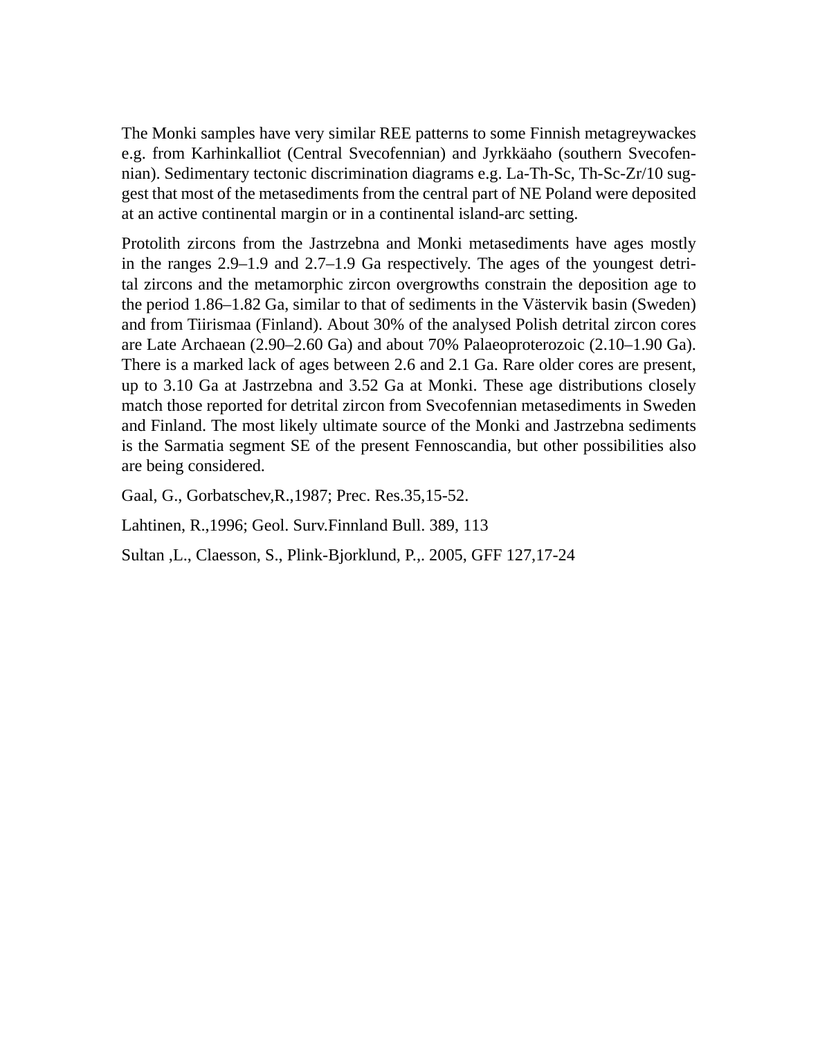The Monki samples have very similar REE patterns to some Finnish metagreywackes e.g. from Karhinkalliot (Central Svecofennian) and Jyrkkäaho (southern Svecofennian). Sedimentary tectonic discrimination diagrams e.g. La-Th-Sc, Th-Sc-Zr/10 suggest that most of the metasediments from the central part of NE Poland were deposited at an active continental margin or in a continental island-arc setting.

Protolith zircons from the Jastrzebna and Monki metasediments have ages mostly in the ranges 2.9–1.9 and 2.7–1.9 Ga respectively. The ages of the youngest detrital zircons and the metamorphic zircon overgrowths constrain the deposition age to the period 1.86–1.82 Ga, similar to that of sediments in the Västervik basin (Sweden) and from Tiirismaa (Finland). About 30% of the analysed Polish detrital zircon cores are Late Archaean (2.90–2.60 Ga) and about 70% Palaeoproterozoic (2.10–1.90 Ga). There is a marked lack of ages between 2.6 and 2.1 Ga. Rare older cores are present, up to 3.10 Ga at Jastrzebna and 3.52 Ga at Monki. These age distributions closely match those reported for detrital zircon from Svecofennian metasediments in Sweden and Finland. The most likely ultimate source of the Monki and Jastrzebna sediments is the Sarmatia segment SE of the present Fennoscandia, but other possibilities also are being considered.

Gaal, G., Gorbatschev,R.,1987; Prec. Res.35,15-52.

Lahtinen, R.,1996; Geol. Surv.Finnland Bull. 389, 113

Sultan ,L., Claesson, S., Plink-Bjorklund, P.,. 2005, GFF 127,17-24